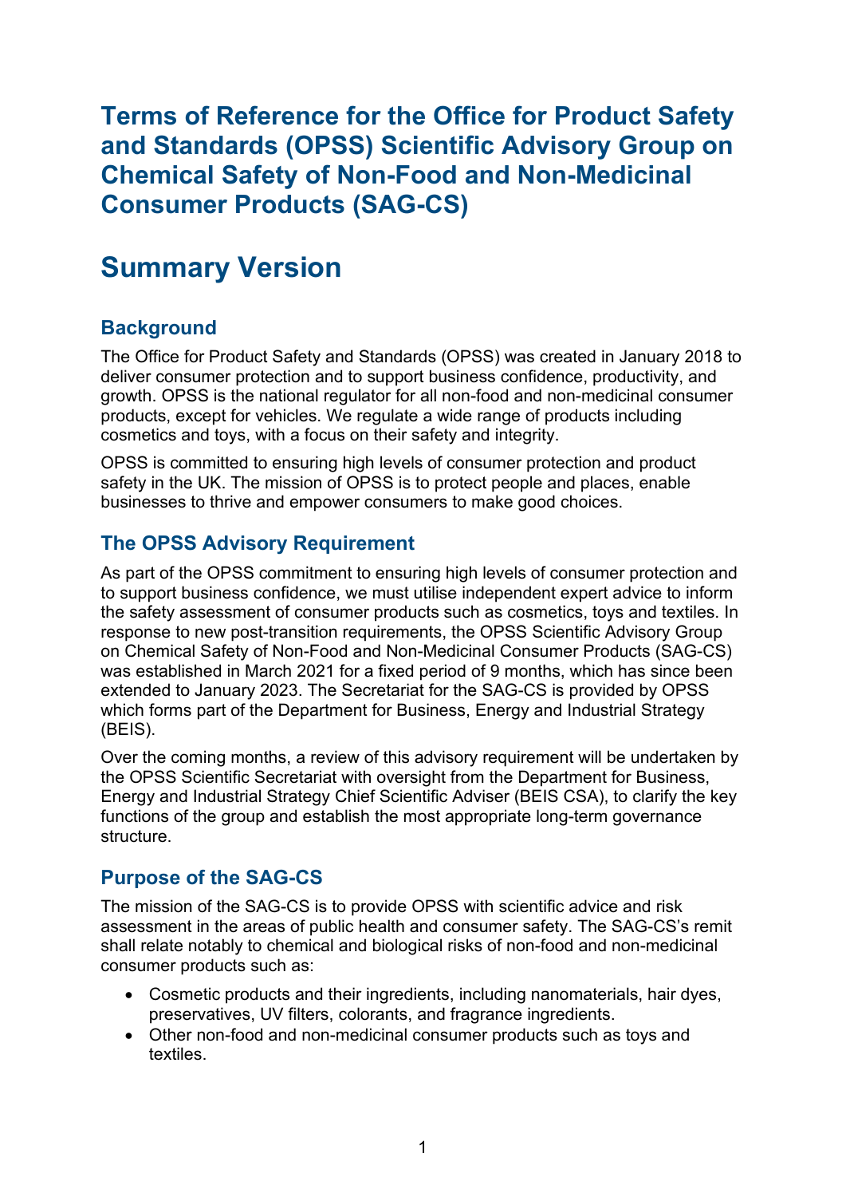# Terms of Reference for the Office for Product Safety and Standards (OPSS) Scientific Advisory Group on Chemical Safety of Non-Food and Non-Medicinal Consumer Products (SAG-CS)

# Summary Version

## Background

The Office for Product Safety and Standards (OPSS) was created in January 2018 to deliver consumer protection and to support business confidence, productivity, and growth. OPSS is the national regulator for all non-food and non-medicinal consumer products, except for vehicles. We regulate a wide range of products including cosmetics and toys, with a focus on their safety and integrity.

OPSS is committed to ensuring high levels of consumer protection and product safety in the UK. The mission of OPSS is to protect people and places, enable businesses to thrive and empower consumers to make good choices.

## The OPSS Advisory Requirement

As part of the OPSS commitment to ensuring high levels of consumer protection and to support business confidence, we must utilise independent expert advice to inform the safety assessment of consumer products such as cosmetics, toys and textiles. In response to new post-transition requirements, the OPSS Scientific Advisory Group on Chemical Safety of Non-Food and Non-Medicinal Consumer Products (SAG-CS) was established in March 2021 for a fixed period of 9 months, which has since been extended to January 2023. The Secretariat for the SAG-CS is provided by OPSS which forms part of the Department for Business, Energy and Industrial Strategy (BEIS).

Over the coming months, a review of this advisory requirement will be undertaken by the OPSS Scientific Secretariat with oversight from the Department for Business, Energy and Industrial Strategy Chief Scientific Adviser (BEIS CSA), to clarify the key functions of the group and establish the most appropriate long-term governance structure.

## Purpose of the SAG-CS

The mission of the SAG-CS is to provide OPSS with scientific advice and risk assessment in the areas of public health and consumer safety. The SAG-CS's remit shall relate notably to chemical and biological risks of non-food and non-medicinal consumer products such as:

- Cosmetic products and their ingredients, including nanomaterials, hair dyes, preservatives, UV filters, colorants, and fragrance ingredients.
- Other non-food and non-medicinal consumer products such as toys and textiles.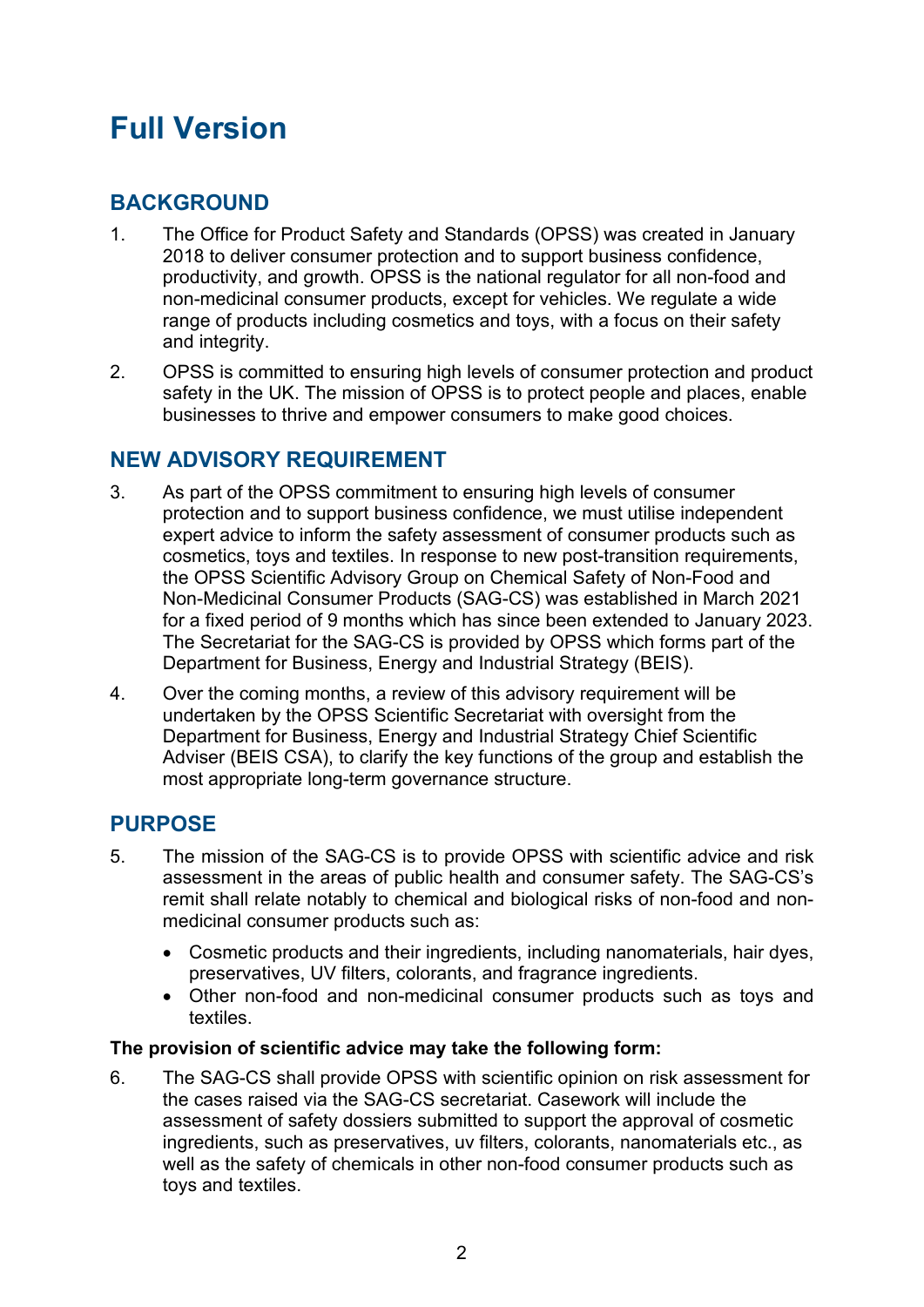# Full Version

## BACKGROUND

1. The Office for Product Safety and Standards (OPSS) was created in January 2018 to deliver consumer protection and to support business confidence, productivity, and growth. OPSS is the national regulator for all non-food and non-medicinal consumer products, except for vehicles. We regulate a wide range of products including cosmetics and toys, with a focus on their safety and integrity.

2. OPSS is committed to ensuring high levels of consumer protection and product safety in the UK. The mission of OPSS is to protect people and places, enable businesses to thrive and empower consumers to make good choices.

## NEW ADVISORY REQUIREMENT

3. As part of the OPSS commitment to ensuring high levels of consumer protection and to support business confidence, we must utilise independent expert advice to inform the safety assessment of consumer products such as cosmetics, toys and textiles. In response to new post-transition requirements, the OPSS Scientific Advisory Group on Chemical Safety of Non-Food and Non-Medicinal Consumer Products (SAG-CS) was established in March 2021 for a fixed period of 9 months which has since been extended to January 2023. The Secretariat for the SAG-CS is provided by OPSS which forms part of the Department for Business, Energy and Industrial Strategy (BEIS).

4. Over the coming months, a review of this advisory requirement will be undertaken by the OPSS Scientific Secretariat with oversight from the Department for Business, Energy and Industrial Strategy Chief Scientific Adviser (BEIS CSA), to clarify the key functions of the group and establish the most appropriate long-term governance structure.

## PURPOSE

5. The mission of the SAG-CS is to provide OPSS with scientific advice and risk assessment in the areas of public health and consumer safety. The SAG-CS's remit shall relate notably to chemical and biological risks of non-food and non-medicinal consumer products such as:

   - Cosmetic products and their ingredients, including nanomaterials, hair dyes, preservatives, UV filters, colorants, and fragrance ingredients.
   - Other non-food and non-medicinal consumer products such as toys and textiles.

**The provision of scientific advice may take the following form:**

6. The SAG-CS shall provide OPSS with scientific opinion on risk assessment for the cases raised via the SAG-CS secretariat. Casework will include the assessment of safety dossiers submitted to support the approval of cosmetic ingredients, such as preservatives, uv filters, colorants, nanomaterials etc., as well as the safety of chemicals in other non-food consumer products such as toys and textiles.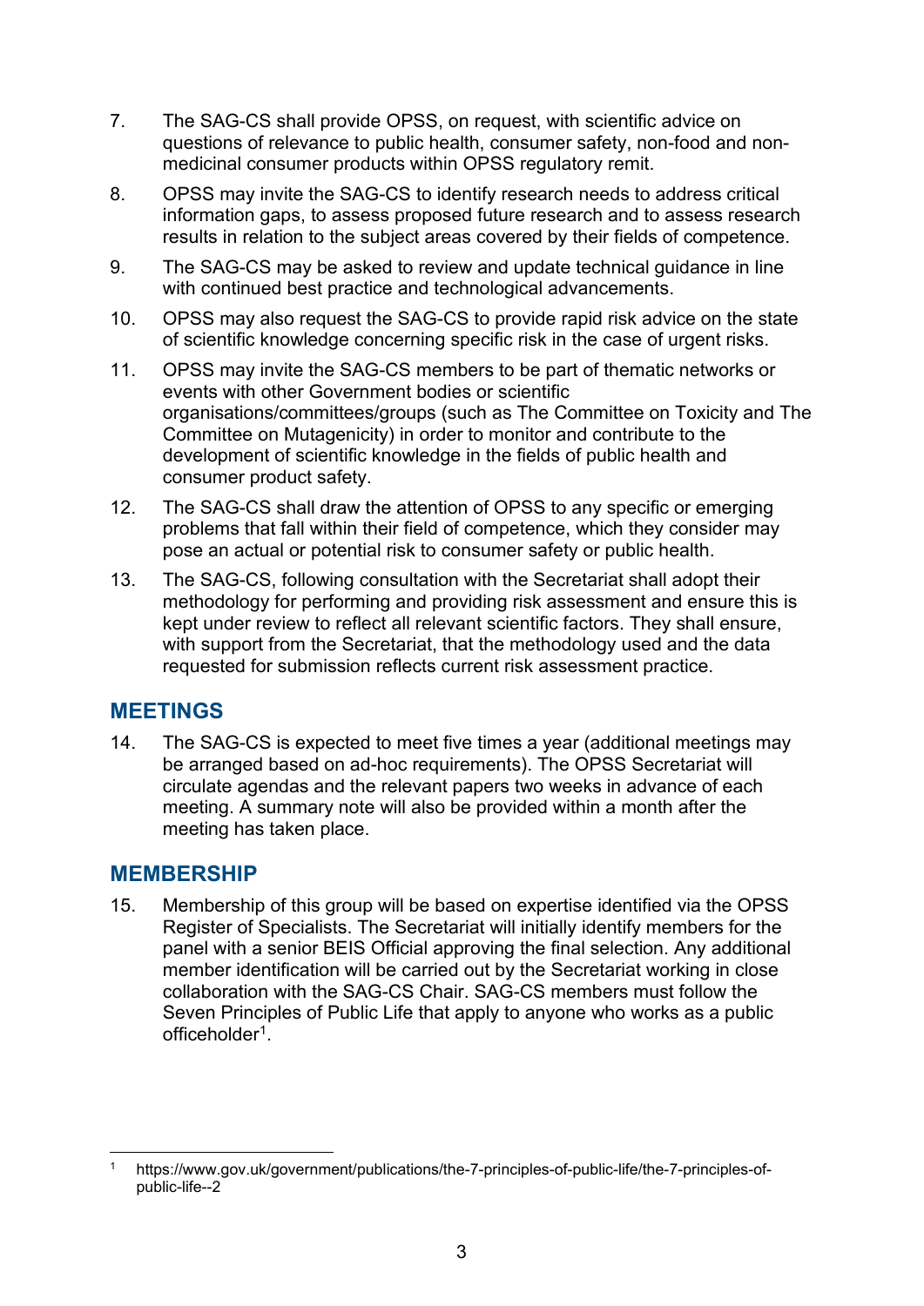7. The SAG-CS shall provide OPSS, on request, with scientific advice on questions of relevance to public health, consumer safety, non-food and non-medicinal consumer products within OPSS regulatory remit.

8. OPSS may invite the SAG-CS to identify research needs to address critical information gaps, to assess proposed future research and to assess research results in relation to the subject areas covered by their fields of competence.

9. The SAG-CS may be asked to review and update technical guidance in line with continued best practice and technological advancements.

10. OPSS may also request the SAG-CS to provide rapid risk advice on the state of scientific knowledge concerning specific risk in the case of urgent risks.

11. OPSS may invite the SAG-CS members to be part of thematic networks or events with other Government bodies or scientific organisations/committees/groups (such as The Committee on Toxicity and The Committee on Mutagenicity) in order to monitor and contribute to the development of scientific knowledge in the fields of public health and consumer product safety.

12. The SAG-CS shall draw the attention of OPSS to any specific or emerging problems that fall within their field of competence, which they consider may pose an actual or potential risk to consumer safety or public health.

13. The SAG-CS, following consultation with the Secretariat shall adopt their methodology for performing and providing risk assessment and ensure this is kept under review to reflect all relevant scientific factors. They shall ensure, with support from the Secretariat, that the methodology used and the data requested for submission reflects current risk assessment practice.

## MEETINGS

14. The SAG-CS is expected to meet five times a year (additional meetings may be arranged based on ad-hoc requirements). The OPSS Secretariat will circulate agendas and the relevant papers two weeks in advance of each meeting. A summary note will also be provided within a month after the meeting has taken place.

## MEMBERSHIP

15. Membership of this group will be based on expertise identified via the OPSS Register of Specialists. The Secretariat will initially identify members for the panel with a senior BEIS Official approving the final selection. Any additional member identification will be carried out by the Secretariat working in close collaboration with the SAG-CS Chair. SAG-CS members must follow the Seven Principles of Public Life that apply to anyone who works as a public officeholder[1].

[1] https://www.gov.uk/government/publications/the-7-principles-of-public-life/the-7-principles-of-public-life--2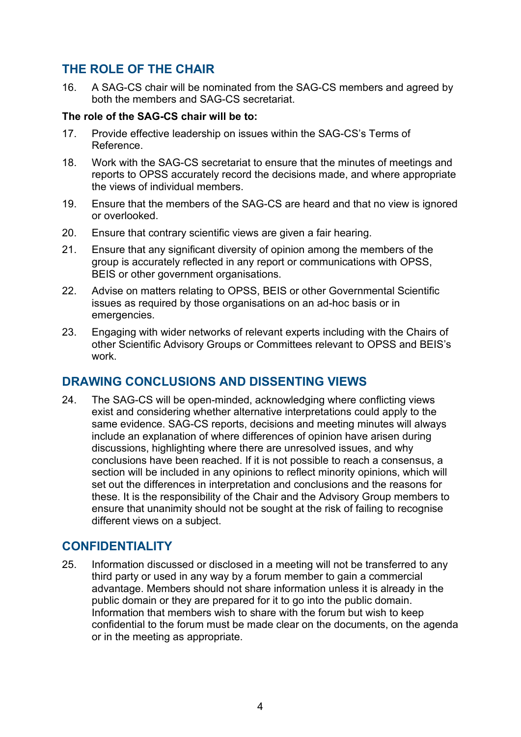## THE ROLE OF THE CHAIR

16. A SAG-CS chair will be nominated from the SAG-CS members and agreed by both the members and SAG-CS secretariat.

**The role of the SAG-CS chair will be to:**

17. Provide effective leadership on issues within the SAG-CS's Terms of Reference.
18. Work with the SAG-CS secretariat to ensure that the minutes of meetings and reports to OPSS accurately record the decisions made, and where appropriate the views of individual members.
19. Ensure that the members of the SAG-CS are heard and that no view is ignored or overlooked.
20. Ensure that contrary scientific views are given a fair hearing.
21. Ensure that any significant diversity of opinion among the members of the group is accurately reflected in any report or communications with OPSS, BEIS or other government organisations.
22. Advise on matters relating to OPSS, BEIS or other Governmental Scientific issues as required by those organisations on an ad-hoc basis or in emergencies.
23. Engaging with wider networks of relevant experts including with the Chairs of other Scientific Advisory Groups or Committees relevant to OPSS and BEIS's work.

## DRAWING CONCLUSIONS AND DISSENTING VIEWS

24. The SAG-CS will be open-minded, acknowledging where conflicting views exist and considering whether alternative interpretations could apply to the same evidence. SAG-CS reports, decisions and meeting minutes will always include an explanation of where differences of opinion have arisen during discussions, highlighting where there are unresolved issues, and why conclusions have been reached. If it is not possible to reach a consensus, a section will be included in any opinions to reflect minority opinions, which will set out the differences in interpretation and conclusions and the reasons for these. It is the responsibility of the Chair and the Advisory Group members to ensure that unanimity should not be sought at the risk of failing to recognise different views on a subject.

## CONFIDENTIALITY

25. Information discussed or disclosed in a meeting will not be transferred to any third party or used in any way by a forum member to gain a commercial advantage. Members should not share information unless it is already in the public domain or they are prepared for it to go into the public domain. Information that members wish to share with the forum but wish to keep confidential to the forum must be made clear on the documents, on the agenda or in the meeting as appropriate.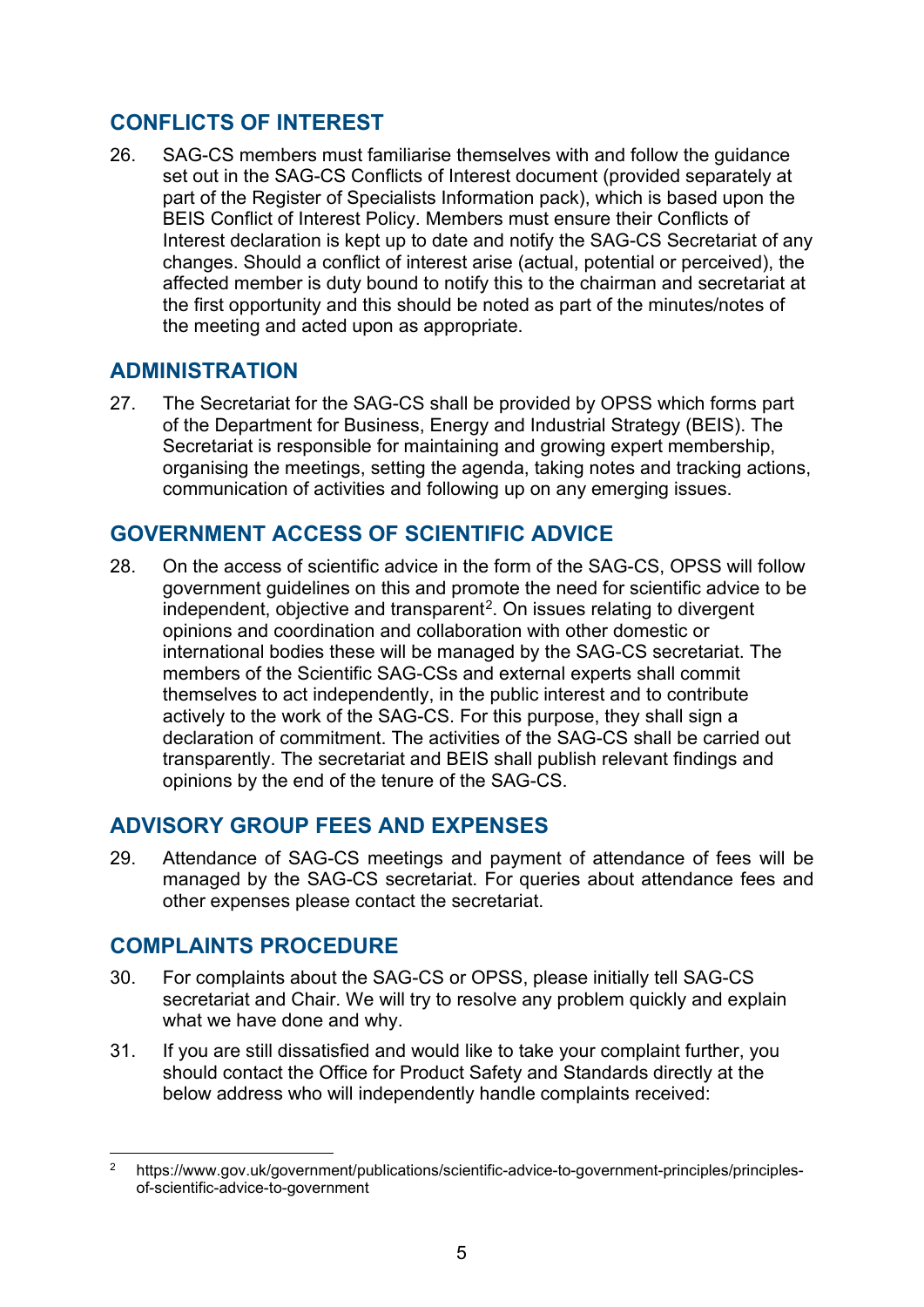## CONFLICTS OF INTEREST

26. SAG-CS members must familiarise themselves with and follow the guidance set out in the SAG-CS Conflicts of Interest document (provided separately at part of the Register of Specialists Information pack), which is based upon the BEIS Conflict of Interest Policy. Members must ensure their Conflicts of Interest declaration is kept up to date and notify the SAG-CS Secretariat of any changes. Should a conflict of interest arise (actual, potential or perceived), the affected member is duty bound to notify this to the chairman and secretariat at the first opportunity and this should be noted as part of the minutes/notes of the meeting and acted upon as appropriate.

## ADMINISTRATION

27. The Secretariat for the SAG-CS shall be provided by OPSS which forms part of the Department for Business, Energy and Industrial Strategy (BEIS). The Secretariat is responsible for maintaining and growing expert membership, organising the meetings, setting the agenda, taking notes and tracking actions, communication of activities and following up on any emerging issues.

## GOVERNMENT ACCESS OF SCIENTIFIC ADVICE

28. On the access of scientific advice in the form of the SAG-CS, OPSS will follow government guidelines on this and promote the need for scientific advice to be independent, objective and transparent[2]. On issues relating to divergent opinions and coordination and collaboration with other domestic or international bodies these will be managed by the SAG-CS secretariat. The members of the Scientific SAG-CSs and external experts shall commit themselves to act independently, in the public interest and to contribute actively to the work of the SAG-CS. For this purpose, they shall sign a declaration of commitment. The activities of the SAG-CS shall be carried out transparently. The secretariat and BEIS shall publish relevant findings and opinions by the end of the tenure of the SAG-CS.

## ADVISORY GROUP FEES AND EXPENSES

29. Attendance of SAG-CS meetings and payment of attendance of fees will be managed by the SAG-CS secretariat. For queries about attendance fees and other expenses please contact the secretariat.

## COMPLAINTS PROCEDURE

30. For complaints about the SAG-CS or OPSS, please initially tell SAG-CS secretariat and Chair. We will try to resolve any problem quickly and explain what we have done and why.

31. If you are still dissatisfied and would like to take your complaint further, you should contact the Office for Product Safety and Standards directly at the below address who will independently handle complaints received:

---

[2] https://www.gov.uk/government/publications/scientific-advice-to-government-principles/principles-of-scientific-advice-to-government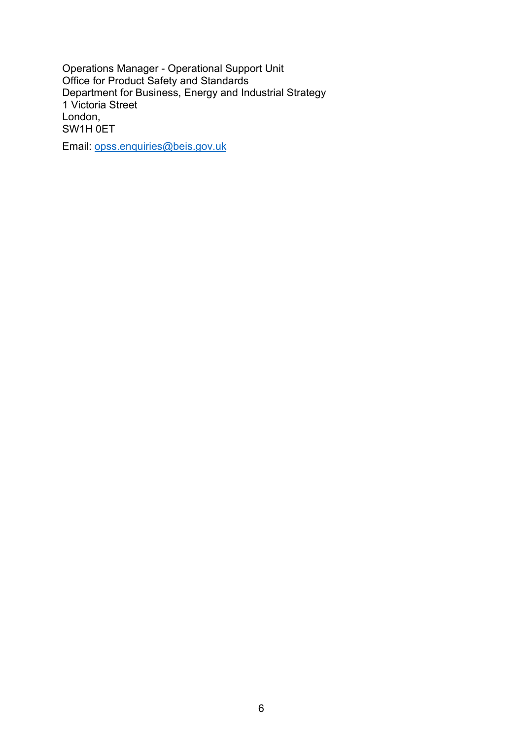Operations Manager - Operational Support Unit
Office for Product Safety and Standards
Department for Business, Energy and Industrial Strategy
1 Victoria Street
London,
SW1H 0ET

Email: opss.enquiries@beis.gov.uk